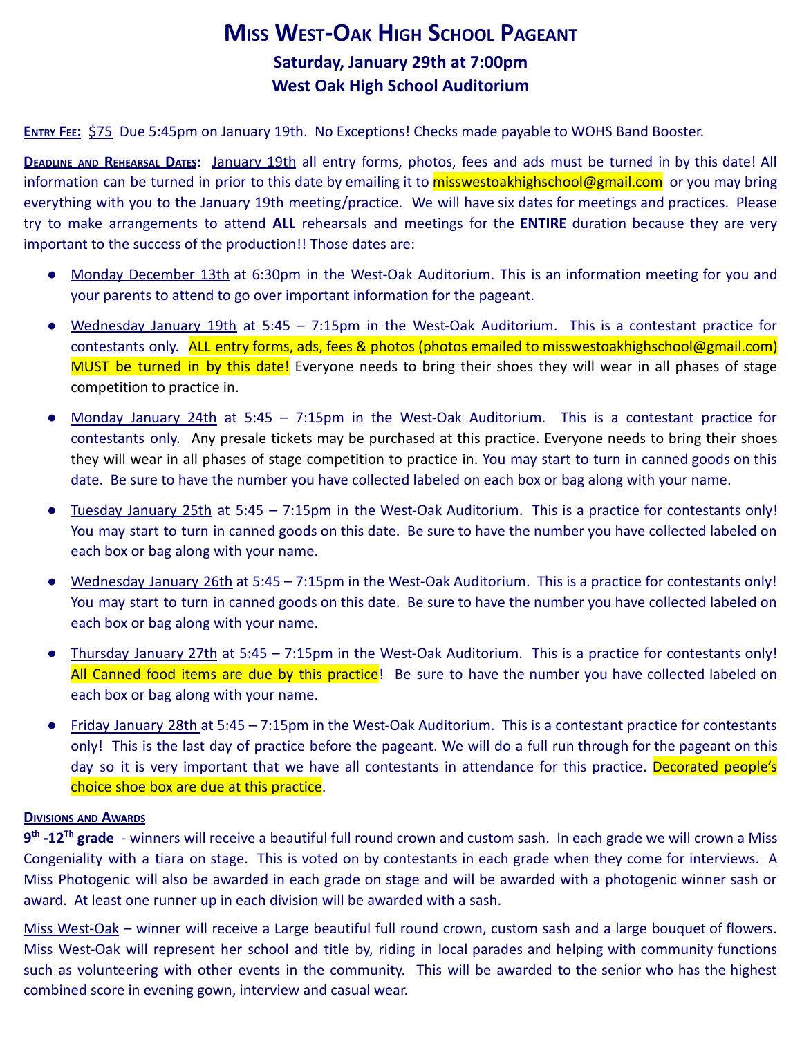# Miss West-Oak High School Pageant

## Saturday, January 29th at 7:00pm

## West Oak High School Auditorium

**Entry Fee:** $75 Due 5:45pm on January 19th. No Exceptions! Checks made payable to WOHS Band Booster.

**Deadline and Rehearsal Dates:** January 19th all entry forms, photos, fees and ads must be turned in by this date! All information can be turned in prior to this date by emailing it to misswestoakhighschool@gmail.com or you may bring everything with you to the January 19th meeting/practice. We will have six dates for meetings and practices. Please try to make arrangements to attend **ALL** rehearsals and meetings for the **ENTIRE** duration because they are very important to the success of the production!! Those dates are:

- Monday December 13th at 6:30pm in the West-Oak Auditorium. This is an information meeting for you and your parents to attend to go over important information for the pageant.
- Wednesday January 19th at 5:45 – 7:15pm in the West-Oak Auditorium. This is a contestant practice for contestants only. ALL entry forms, ads, fees & photos (photos emailed to misswestoakhighschool@gmail.com) MUST be turned in by this date! Everyone needs to bring their shoes they will wear in all phases of stage competition to practice in.
- Monday January 24th at 5:45 – 7:15pm in the West-Oak Auditorium. This is a contestant practice for contestants only. Any presale tickets may be purchased at this practice. Everyone needs to bring their shoes they will wear in all phases of stage competition to practice in. You may start to turn in canned goods on this date. Be sure to have the number you have collected labeled on each box or bag along with your name.
- Tuesday January 25th at 5:45 – 7:15pm in the West-Oak Auditorium. This is a practice for contestants only! You may start to turn in canned goods on this date. Be sure to have the number you have collected labeled on each box or bag along with your name.
- Wednesday January 26th at 5:45 – 7:15pm in the West-Oak Auditorium. This is a practice for contestants only! You may start to turn in canned goods on this date. Be sure to have the number you have collected labeled on each box or bag along with your name.
- Thursday January 27th at 5:45 – 7:15pm in the West-Oak Auditorium. This is a practice for contestants only! All Canned food items are due by this practice! Be sure to have the number you have collected labeled on each box or bag along with your name.
- Friday January 28th at 5:45 – 7:15pm in the West-Oak Auditorium. This is a contestant practice for contestants only! This is the last day of practice before the pageant. We will do a full run through for the pageant on this day so it is very important that we have all contestants in attendance for this practice. Decorated people's choice shoe box are due at this practice.

**Divisions and Awards**

**9th -12th grade** - winners will receive a beautiful full round crown and custom sash. In each grade we will crown a Miss Congeniality with a tiara on stage. This is voted on by contestants in each grade when they come for interviews. A Miss Photogenic will also be awarded in each grade on stage and will be awarded with a photogenic winner sash or award. At least one runner up in each division will be awarded with a sash.

Miss West-Oak – winner will receive a Large beautiful full round crown, custom sash and a large bouquet of flowers. Miss West-Oak will represent her school and title by, riding in local parades and helping with community functions such as volunteering with other events in the community. This will be awarded to the senior who has the highest combined score in evening gown, interview and casual wear.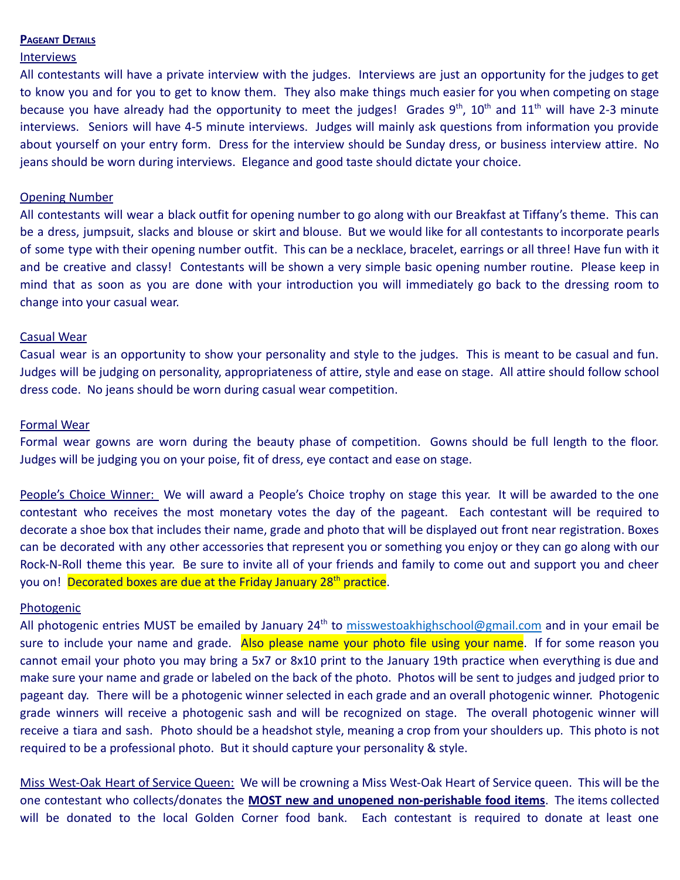**PAGEANT DETAILS**

Interviews

All contestants will have a private interview with the judges. Interviews are just an opportunity for the judges to get to know you and for you to get to know them. They also make things much easier for you when competing on stage because you have already had the opportunity to meet the judges! Grades 9th, 10th and 11th will have 2-3 minute interviews. Seniors will have 4-5 minute interviews. Judges will mainly ask questions from information you provide about yourself on your entry form. Dress for the interview should be Sunday dress, or business interview attire. No jeans should be worn during interviews. Elegance and good taste should dictate your choice.

Opening Number

All contestants will wear a black outfit for opening number to go along with our Breakfast at Tiffany's theme. This can be a dress, jumpsuit, slacks and blouse or skirt and blouse. But we would like for all contestants to incorporate pearls of some type with their opening number outfit. This can be a necklace, bracelet, earrings or all three! Have fun with it and be creative and classy! Contestants will be shown a very simple basic opening number routine. Please keep in mind that as soon as you are done with your introduction you will immediately go back to the dressing room to change into your casual wear.

Casual Wear

Casual wear is an opportunity to show your personality and style to the judges. This is meant to be casual and fun. Judges will be judging on personality, appropriateness of attire, style and ease on stage. All attire should follow school dress code. No jeans should be worn during casual wear competition.

Formal Wear

Formal wear gowns are worn during the beauty phase of competition. Gowns should be full length to the floor. Judges will be judging you on your poise, fit of dress, eye contact and ease on stage.

People's Choice Winner: We will award a People's Choice trophy on stage this year. It will be awarded to the one contestant who receives the most monetary votes the day of the pageant. Each contestant will be required to decorate a shoe box that includes their name, grade and photo that will be displayed out front near registration. Boxes can be decorated with any other accessories that represent you or something you enjoy or they can go along with our Rock-N-Roll theme this year. Be sure to invite all of your friends and family to come out and support you and cheer you on! Decorated boxes are due at the Friday January 28th practice.

Photogenic

All photogenic entries MUST be emailed by January 24th to misswestoakhighschool@gmail.com and in your email be sure to include your name and grade. Also please name your photo file using your name. If for some reason you cannot email your photo you may bring a 5x7 or 8x10 print to the January 19th practice when everything is due and make sure your name and grade or labeled on the back of the photo. Photos will be sent to judges and judged prior to pageant day. There will be a photogenic winner selected in each grade and an overall photogenic winner. Photogenic grade winners will receive a photogenic sash and will be recognized on stage. The overall photogenic winner will receive a tiara and sash. Photo should be a headshot style, meaning a crop from your shoulders up. This photo is not required to be a professional photo. But it should capture your personality & style.

Miss West-Oak Heart of Service Queen: We will be crowning a Miss West-Oak Heart of Service queen. This will be the one contestant who collects/donates the **MOST new and unopened non-perishable food items**. The items collected will be donated to the local Golden Corner food bank. Each contestant is required to donate at least one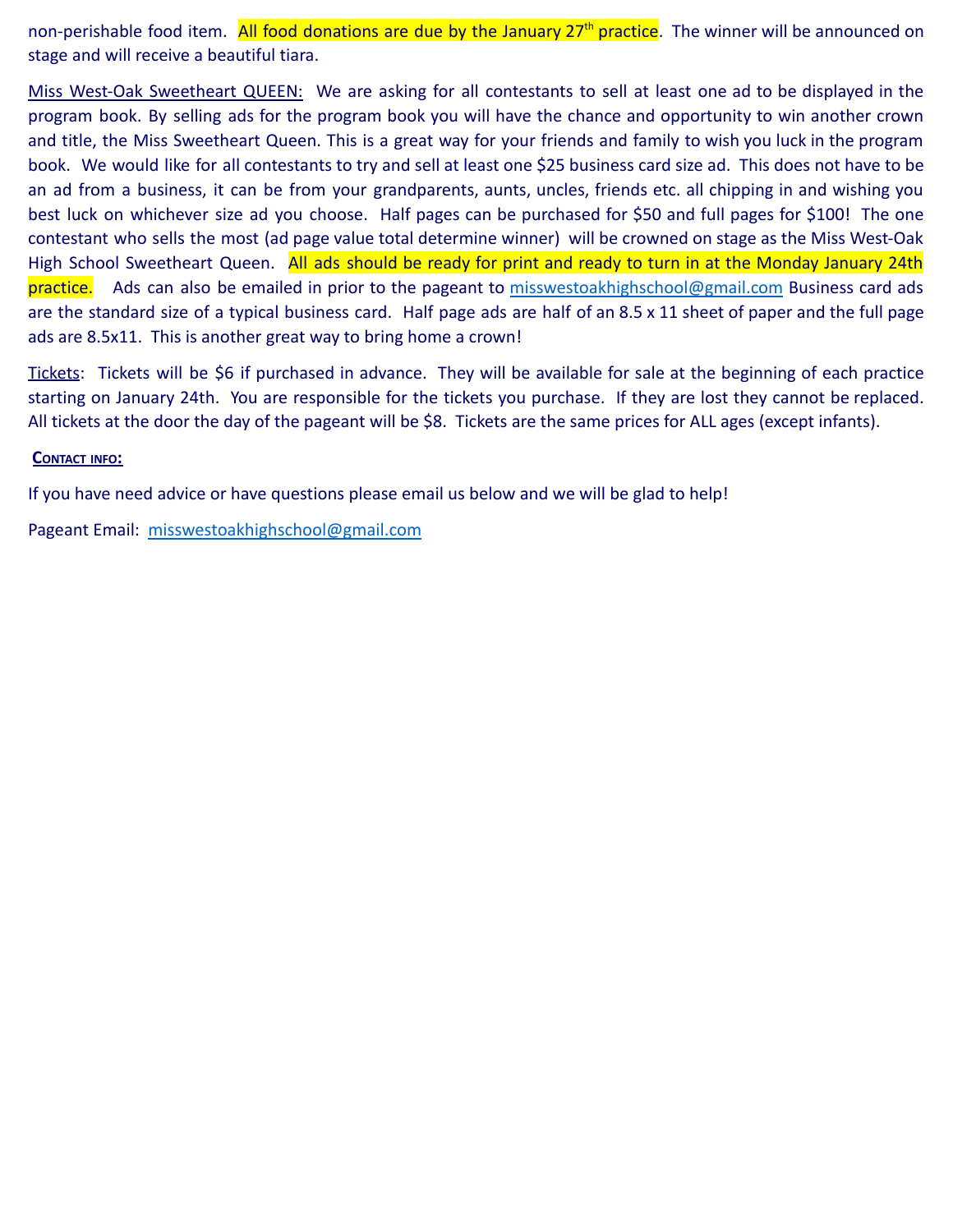non-perishable food item. All food donations are due by the January 27th practice. The winner will be announced on stage and will receive a beautiful tiara.

Miss West-Oak Sweetheart QUEEN: We are asking for all contestants to sell at least one ad to be displayed in the program book. By selling ads for the program book you will have the chance and opportunity to win another crown and title, the Miss Sweetheart Queen. This is a great way for your friends and family to wish you luck in the program book. We would like for all contestants to try and sell at least one $25 business card size ad. This does not have to be an ad from a business, it can be from your grandparents, aunts, uncles, friends etc. all chipping in and wishing you best luck on whichever size ad you choose. Half pages can be purchased for $50 and full pages for $100! The one contestant who sells the most (ad page value total determine winner) will be crowned on stage as the Miss West-Oak High School Sweetheart Queen. All ads should be ready for print and ready to turn in at the Monday January 24th practice. Ads can also be emailed in prior to the pageant to misswestoakhighschool@gmail.com Business card ads are the standard size of a typical business card. Half page ads are half of an 8.5 x 11 sheet of paper and the full page ads are 8.5x11. This is another great way to bring home a crown!

Tickets: Tickets will be $6 if purchased in advance. They will be available for sale at the beginning of each practice starting on January 24th. You are responsible for the tickets you purchase. If they are lost they cannot be replaced. All tickets at the door the day of the pageant will be $8. Tickets are the same prices for ALL ages (except infants).

**CONTACT INFO:**

If you have need advice or have questions please email us below and we will be glad to help!

Pageant Email: misswestoakhighschool@gmail.com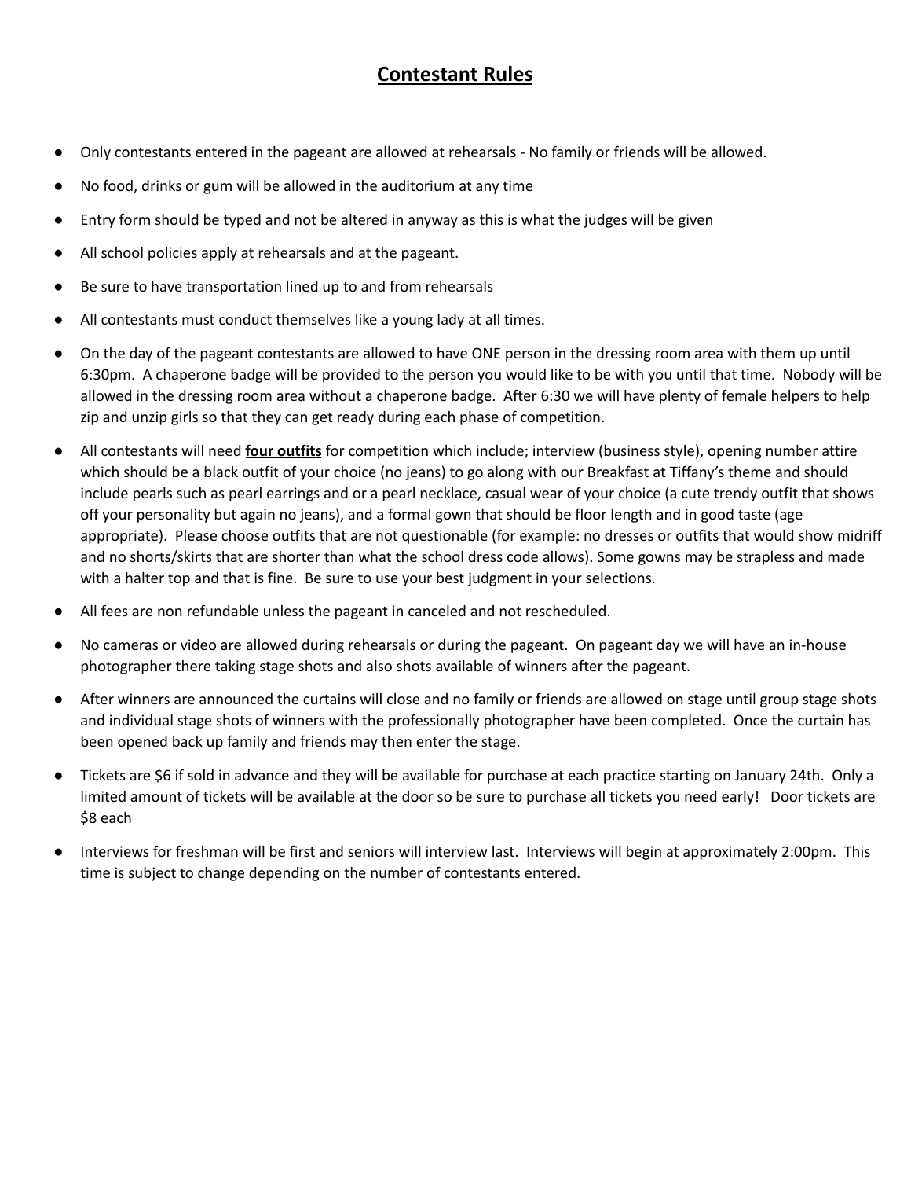# **Contestant Rules**

- Only contestants entered in the pageant are allowed at rehearsals - No family or friends will be allowed.
- No food, drinks or gum will be allowed in the auditorium at any time
- Entry form should be typed and not be altered in anyway as this is what the judges will be given
- All school policies apply at rehearsals and at the pageant.
- Be sure to have transportation lined up to and from rehearsals
- All contestants must conduct themselves like a young lady at all times.
- On the day of the pageant contestants are allowed to have ONE person in the dressing room area with them up until 6:30pm. A chaperone badge will be provided to the person you would like to be with you until that time. Nobody will be allowed in the dressing room area without a chaperone badge. After 6:30 we will have plenty of female helpers to help zip and unzip girls so that they can get ready during each phase of competition.
- All contestants will need **four outfits** for competition which include; interview (business style), opening number attire which should be a black outfit of your choice (no jeans) to go along with our Breakfast at Tiffany's theme and should include pearls such as pearl earrings and or a pearl necklace, casual wear of your choice (a cute trendy outfit that shows off your personality but again no jeans), and a formal gown that should be floor length and in good taste (age appropriate). Please choose outfits that are not questionable (for example: no dresses or outfits that would show midriff and no shorts/skirts that are shorter than what the school dress code allows). Some gowns may be strapless and made with a halter top and that is fine. Be sure to use your best judgment in your selections.
- All fees are non refundable unless the pageant in canceled and not rescheduled.
- No cameras or video are allowed during rehearsals or during the pageant. On pageant day we will have an in-house photographer there taking stage shots and also shots available of winners after the pageant.
- After winners are announced the curtains will close and no family or friends are allowed on stage until group stage shots and individual stage shots of winners with the professionally photographer have been completed. Once the curtain has been opened back up family and friends may then enter the stage.
- Tickets are $6 if sold in advance and they will be available for purchase at each practice starting on January 24th. Only a limited amount of tickets will be available at the door so be sure to purchase all tickets you need early! Door tickets are $8 each
- Interviews for freshman will be first and seniors will interview last. Interviews will begin at approximately 2:00pm. This time is subject to change depending on the number of contestants entered.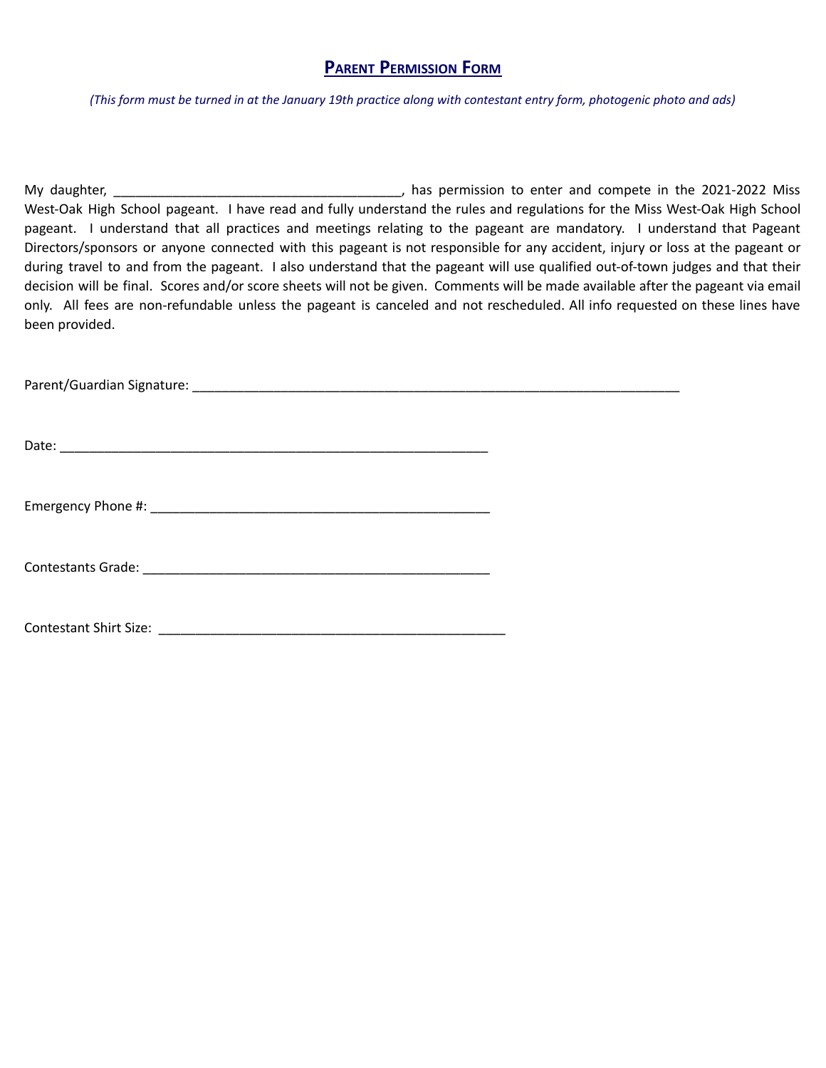## Parent Permission Form

*(This form must be turned in at the January 19th practice along with contestant entry form, photogenic photo and ads)*

My daughter, _______________________________________, has permission to enter and compete in the 2021-2022 Miss West-Oak High School pageant. I have read and fully understand the rules and regulations for the Miss West-Oak High School pageant. I understand that all practices and meetings relating to the pageant are mandatory. I understand that Pageant Directors/sponsors or anyone connected with this pageant is not responsible for any accident, injury or loss at the pageant or during travel to and from the pageant. I also understand that the pageant will use qualified out-of-town judges and that their decision will be final. Scores and/or score sheets will not be given. Comments will be made available after the pageant via email only. All fees are non-refundable unless the pageant is canceled and not rescheduled. All info requested on these lines have been provided.

Parent/Guardian Signature: ______________________________________________________________________

Date: ______________________________________________________________

Emergency Phone #: ________________________________________________

Contestants Grade: _________________________________________________

Contestant Shirt Size: _________________________________________________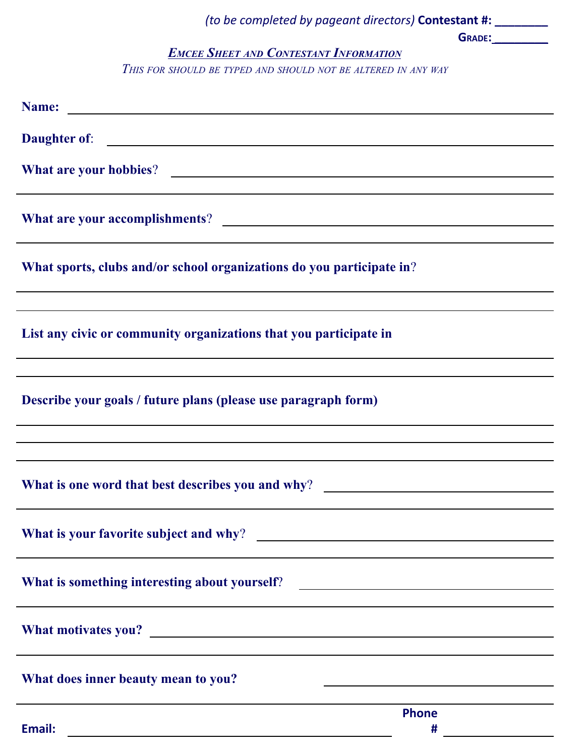*(to be completed by pageant directors)* **Contestant #: ________**

**Grade:________**

## *Emcee Sheet and Contestant Information*

*This for should be typed and should not be altered in any way*

**Name:** ______________________________________________

**Daughter of**: ______________________________________________

**What are your hobbies**? ______________________________________________

______________________________________________

**What are your accomplishments**? ______________________________________________

______________________________________________

**What sports, clubs and/or school organizations do you participate in**?

______________________________________________

______________________________________________

**List any civic or community organizations that you participate in**

______________________________________________

______________________________________________

**Describe your goals / future plans (please use paragraph form)**

______________________________________________

______________________________________________

______________________________________________

**What is one word that best describes you and why**? ______________________________________________

______________________________________________

**What is your favorite subject and why**? ______________________________________________

______________________________________________

**What is something interesting about yourself**? ______________________________________________

______________________________________________

**What motivates you?** ______________________________________________

______________________________________________

**What does inner beauty mean to you?** ______________________________________________

______________________________________________

**Email:** ______________________________ **Phone #** ______________